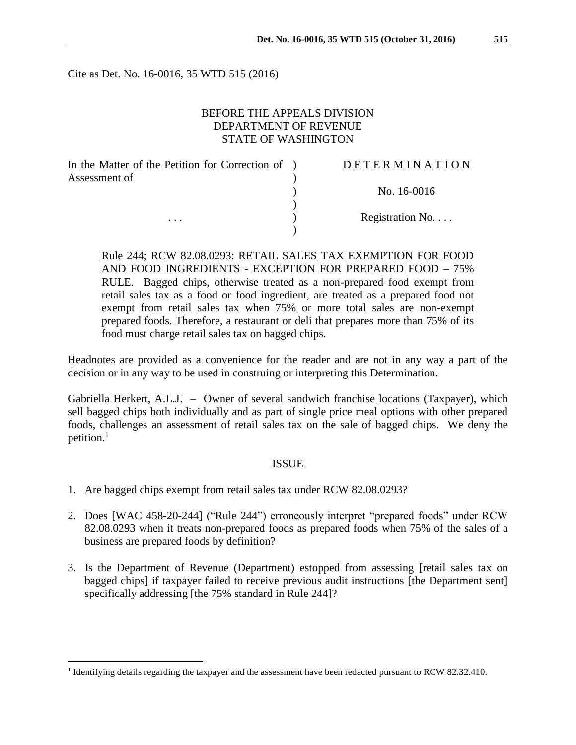Cite as Det. No. 16-0016, 35 WTD 515 (2016)

BEFORE THE APPEALS DIVISION
DEPARTMENT OF REVENUE
STATE OF WASHINGTON

| | |
|---|---|
| In the Matter of the Petition for Correction of Assessment of | D E T E R M I N A T I O N |
| | No. 16-0016 |
| . . . | Registration No. . . . |

Rule 244; RCW 82.08.0293: RETAIL SALES TAX EXEMPTION FOR FOOD AND FOOD INGREDIENTS - EXCEPTION FOR PREPARED FOOD – 75% RULE. Bagged chips, otherwise treated as a non-prepared food exempt from retail sales tax as a food or food ingredient, are treated as a prepared food not exempt from retail sales tax when 75% or more total sales are non-exempt prepared foods. Therefore, a restaurant or deli that prepares more than 75% of its food must charge retail sales tax on bagged chips.

Headnotes are provided as a convenience for the reader and are not in any way a part of the decision or in any way to be used in construing or interpreting this Determination.

Gabriella Herkert, A.L.J. – Owner of several sandwich franchise locations (Taxpayer), which sell bagged chips both individually and as part of single price meal options with other prepared foods, challenges an assessment of retail sales tax on the sale of bagged chips. We deny the petition.[1]

## ISSUE

1. Are bagged chips exempt from retail sales tax under RCW 82.08.0293?

2. Does [WAC 458-20-244] ("Rule 244") erroneously interpret "prepared foods" under RCW 82.08.0293 when it treats non-prepared foods as prepared foods when 75% of the sales of a business are prepared foods by definition?

3. Is the Department of Revenue (Department) estopped from assessing [retail sales tax on bagged chips] if taxpayer failed to receive previous audit instructions [the Department sent] specifically addressing [the 75% standard in Rule 244]?

[1] Identifying details regarding the taxpayer and the assessment have been redacted pursuant to RCW 82.32.410.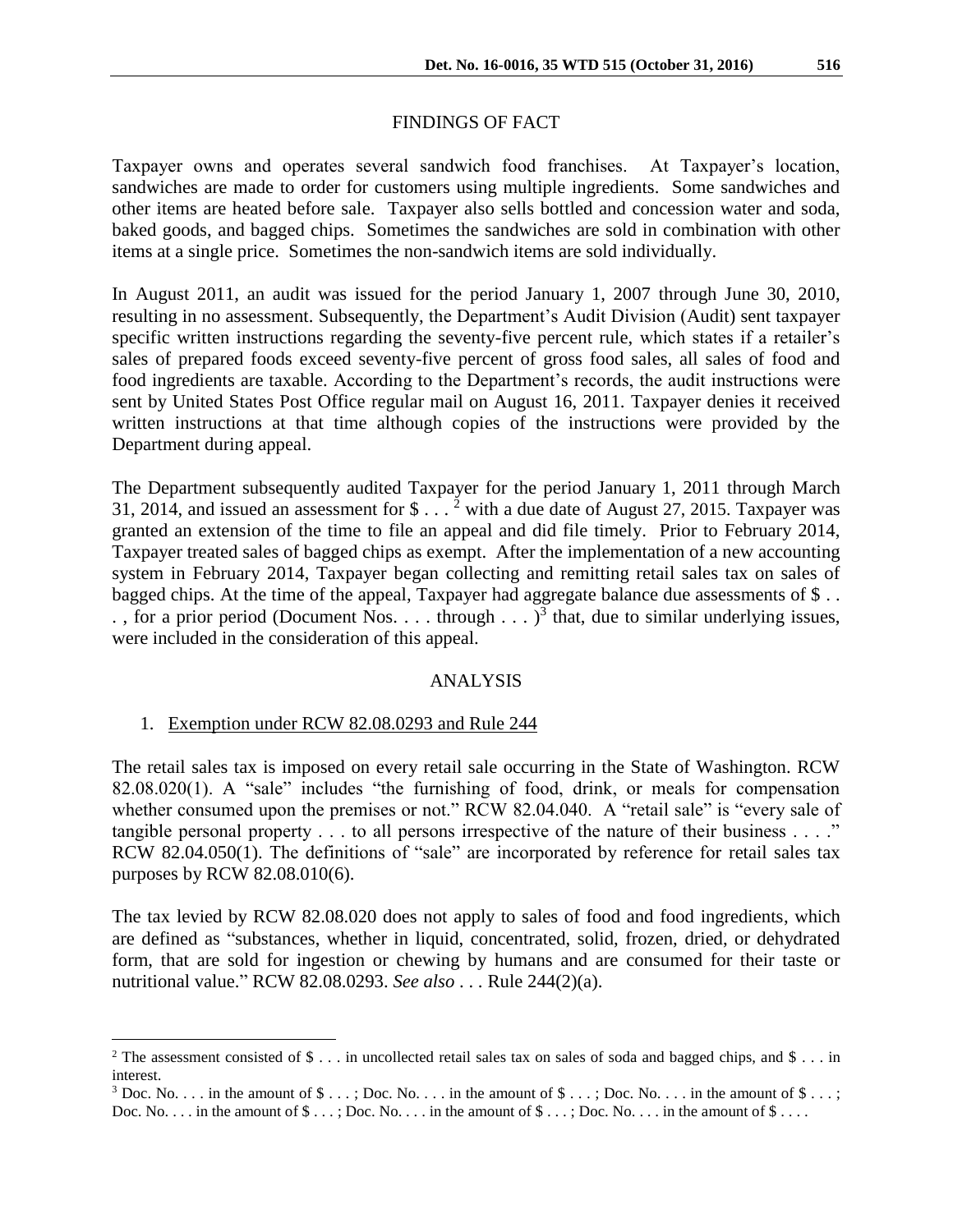## FINDINGS OF FACT

Taxpayer owns and operates several sandwich food franchises. At Taxpayer's location, sandwiches are made to order for customers using multiple ingredients. Some sandwiches and other items are heated before sale. Taxpayer also sells bottled and concession water and soda, baked goods, and bagged chips. Sometimes the sandwiches are sold in combination with other items at a single price. Sometimes the non-sandwich items are sold individually.

In August 2011, an audit was issued for the period January 1, 2007 through June 30, 2010, resulting in no assessment. Subsequently, the Department's Audit Division (Audit) sent taxpayer specific written instructions regarding the seventy-five percent rule, which states if a retailer's sales of prepared foods exceed seventy-five percent of gross food sales, all sales of food and food ingredients are taxable. According to the Department's records, the audit instructions were sent by United States Post Office regular mail on August 16, 2011. Taxpayer denies it received written instructions at that time although copies of the instructions were provided by the Department during appeal.

The Department subsequently audited Taxpayer for the period January 1, 2011 through March 31, 2014, and issued an assessment for $ . . . [2] with a due date of August 27, 2015. Taxpayer was granted an extension of the time to file an appeal and did file timely. Prior to February 2014, Taxpayer treated sales of bagged chips as exempt. After the implementation of a new accounting system in February 2014, Taxpayer began collecting and remitting retail sales tax on sales of bagged chips. At the time of the appeal, Taxpayer had aggregate balance due assessments of $ . . . , for a prior period (Document Nos. . . . through . . . )[3] that, due to similar underlying issues, were included in the consideration of this appeal.

## ANALYSIS

1. Exemption under RCW 82.08.0293 and Rule 244

The retail sales tax is imposed on every retail sale occurring in the State of Washington. RCW 82.08.020(1). A "sale" includes "the furnishing of food, drink, or meals for compensation whether consumed upon the premises or not." RCW 82.04.040. A "retail sale" is "every sale of tangible personal property . . . to all persons irrespective of the nature of their business . . . ." RCW 82.04.050(1). The definitions of "sale" are incorporated by reference for retail sales tax purposes by RCW 82.08.010(6).

The tax levied by RCW 82.08.020 does not apply to sales of food and food ingredients, which are defined as "substances, whether in liquid, concentrated, solid, frozen, dried, or dehydrated form, that are sold for ingestion or chewing by humans and are consumed for their taste or nutritional value." RCW 82.08.0293. *See also* . . . Rule 244(2)(a).

---

[2] The assessment consisted of $ . . . in uncollected retail sales tax on sales of soda and bagged chips, and $ . . . in interest.

[3] Doc. No. . . . in the amount of $ . . . ; Doc. No. . . . in the amount of $ . . . ; Doc. No. . . . in the amount of $ . . . ; Doc. No. . . . in the amount of $ . . . ; Doc. No. . . . in the amount of $ . . . ; Doc. No. . . . in the amount of $ . . . .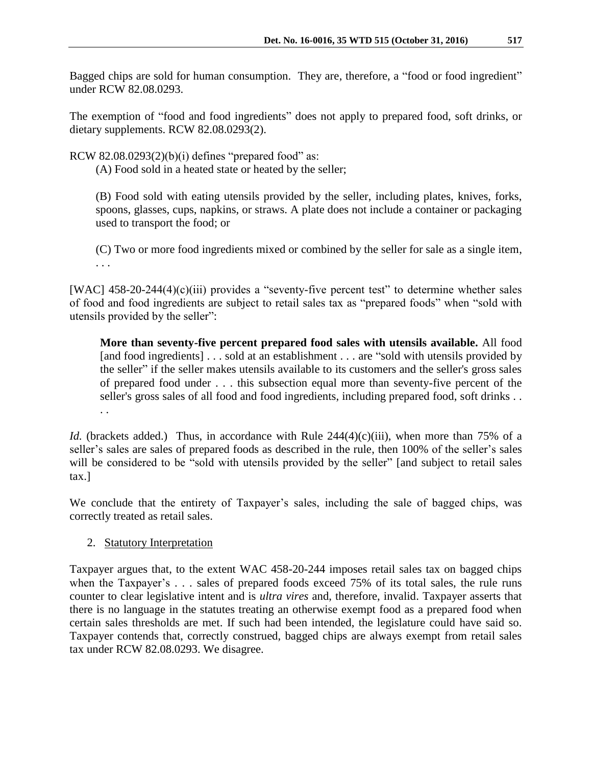Bagged chips are sold for human consumption. They are, therefore, a "food or food ingredient" under RCW 82.08.0293.

The exemption of "food and food ingredients" does not apply to prepared food, soft drinks, or dietary supplements. RCW 82.08.0293(2).

RCW 82.08.0293(2)(b)(i) defines "prepared food" as:

> (A) Food sold in a heated state or heated by the seller;
>
> (B) Food sold with eating utensils provided by the seller, including plates, knives, forks, spoons, glasses, cups, napkins, or straws. A plate does not include a container or packaging used to transport the food; or
>
> (C) Two or more food ingredients mixed or combined by the seller for sale as a single item, . . .

[WAC] 458-20-244(4)(c)(iii) provides a "seventy-five percent test" to determine whether sales of food and food ingredients are subject to retail sales tax as "prepared foods" when "sold with utensils provided by the seller":

> **More than seventy-five percent prepared food sales with utensils available.** All food [and food ingredients] . . . sold at an establishment . . . are "sold with utensils provided by the seller" if the seller makes utensils available to its customers and the seller's gross sales of prepared food under . . . this subsection equal more than seventy-five percent of the seller's gross sales of all food and food ingredients, including prepared food, soft drinks . . . .

*Id.* (brackets added.) Thus, in accordance with Rule 244(4)(c)(iii), when more than 75% of a seller's sales are sales of prepared foods as described in the rule, then 100% of the seller's sales will be considered to be "sold with utensils provided by the seller" [and subject to retail sales tax.]

We conclude that the entirety of Taxpayer's sales, including the sale of bagged chips, was correctly treated as retail sales.

2. Statutory Interpretation

Taxpayer argues that, to the extent WAC 458-20-244 imposes retail sales tax on bagged chips when the Taxpayer's . . . sales of prepared foods exceed 75% of its total sales, the rule runs counter to clear legislative intent and is *ultra vires* and, therefore, invalid. Taxpayer asserts that there is no language in the statutes treating an otherwise exempt food as a prepared food when certain sales thresholds are met. If such had been intended, the legislature could have said so. Taxpayer contends that, correctly construed, bagged chips are always exempt from retail sales tax under RCW 82.08.0293. We disagree.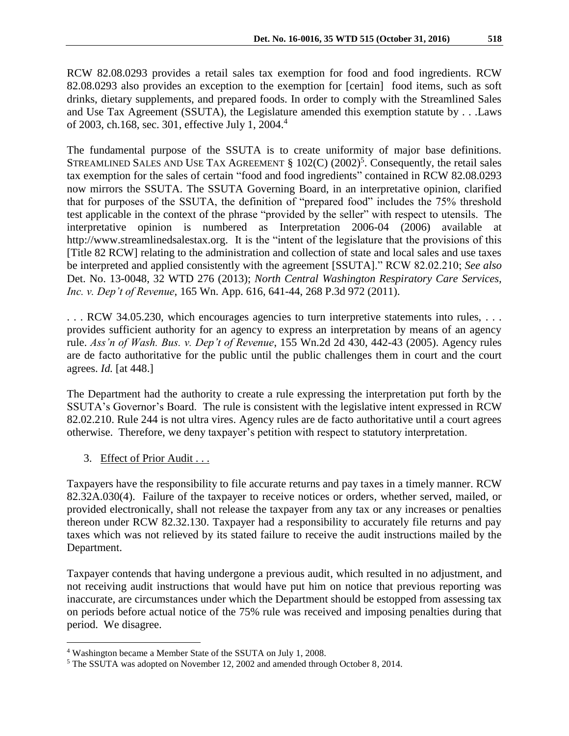RCW 82.08.0293 provides a retail sales tax exemption for food and food ingredients. RCW 82.08.0293 also provides an exception to the exemption for [certain] food items, such as soft drinks, dietary supplements, and prepared foods. In order to comply with the Streamlined Sales and Use Tax Agreement (SSUTA), the Legislature amended this exemption statute by . . .Laws of 2003, ch.168, sec. 301, effective July 1, 2004.[4]

The fundamental purpose of the SSUTA is to create uniformity of major base definitions. STREAMLINED SALES AND USE TAX AGREEMENT § 102(C) (2002)[5]. Consequently, the retail sales tax exemption for the sales of certain "food and food ingredients" contained in RCW 82.08.0293 now mirrors the SSUTA. The SSUTA Governing Board, in an interpretative opinion, clarified that for purposes of the SSUTA, the definition of "prepared food" includes the 75% threshold test applicable in the context of the phrase "provided by the seller" with respect to utensils. The interpretative opinion is numbered as Interpretation 2006-04 (2006) available at http://www.streamlinedsalestax.org. It is the "intent of the legislature that the provisions of this [Title 82 RCW] relating to the administration and collection of state and local sales and use taxes be interpreted and applied consistently with the agreement [SSUTA]." RCW 82.02.210; *See also* Det. No. 13-0048, 32 WTD 276 (2013); *North Central Washington Respiratory Care Services, Inc. v. Dep't of Revenue*, 165 Wn. App. 616, 641-44, 268 P.3d 972 (2011).

. . . RCW 34.05.230, which encourages agencies to turn interpretive statements into rules, . . . provides sufficient authority for an agency to express an interpretation by means of an agency rule. *Ass'n of Wash. Bus. v. Dep't of Revenue*, 155 Wn.2d 2d 430, 442-43 (2005). Agency rules are de facto authoritative for the public until the public challenges them in court and the court agrees. *Id.* [at 448.]

The Department had the authority to create a rule expressing the interpretation put forth by the SSUTA's Governor's Board. The rule is consistent with the legislative intent expressed in RCW 82.02.210. Rule 244 is not ultra vires. Agency rules are de facto authoritative until a court agrees otherwise. Therefore, we deny taxpayer's petition with respect to statutory interpretation.

3. Effect of Prior Audit . . .

Taxpayers have the responsibility to file accurate returns and pay taxes in a timely manner. RCW 82.32A.030(4). Failure of the taxpayer to receive notices or orders, whether served, mailed, or provided electronically, shall not release the taxpayer from any tax or any increases or penalties thereon under RCW 82.32.130. Taxpayer had a responsibility to accurately file returns and pay taxes which was not relieved by its stated failure to receive the audit instructions mailed by the Department.

Taxpayer contends that having undergone a previous audit, which resulted in no adjustment, and not receiving audit instructions that would have put him on notice that previous reporting was inaccurate, are circumstances under which the Department should be estopped from assessing tax on periods before actual notice of the 75% rule was received and imposing penalties during that period. We disagree.

---

[4] Washington became a Member State of the SSUTA on July 1, 2008.

[5] The SSUTA was adopted on November 12, 2002 and amended through October 8, 2014.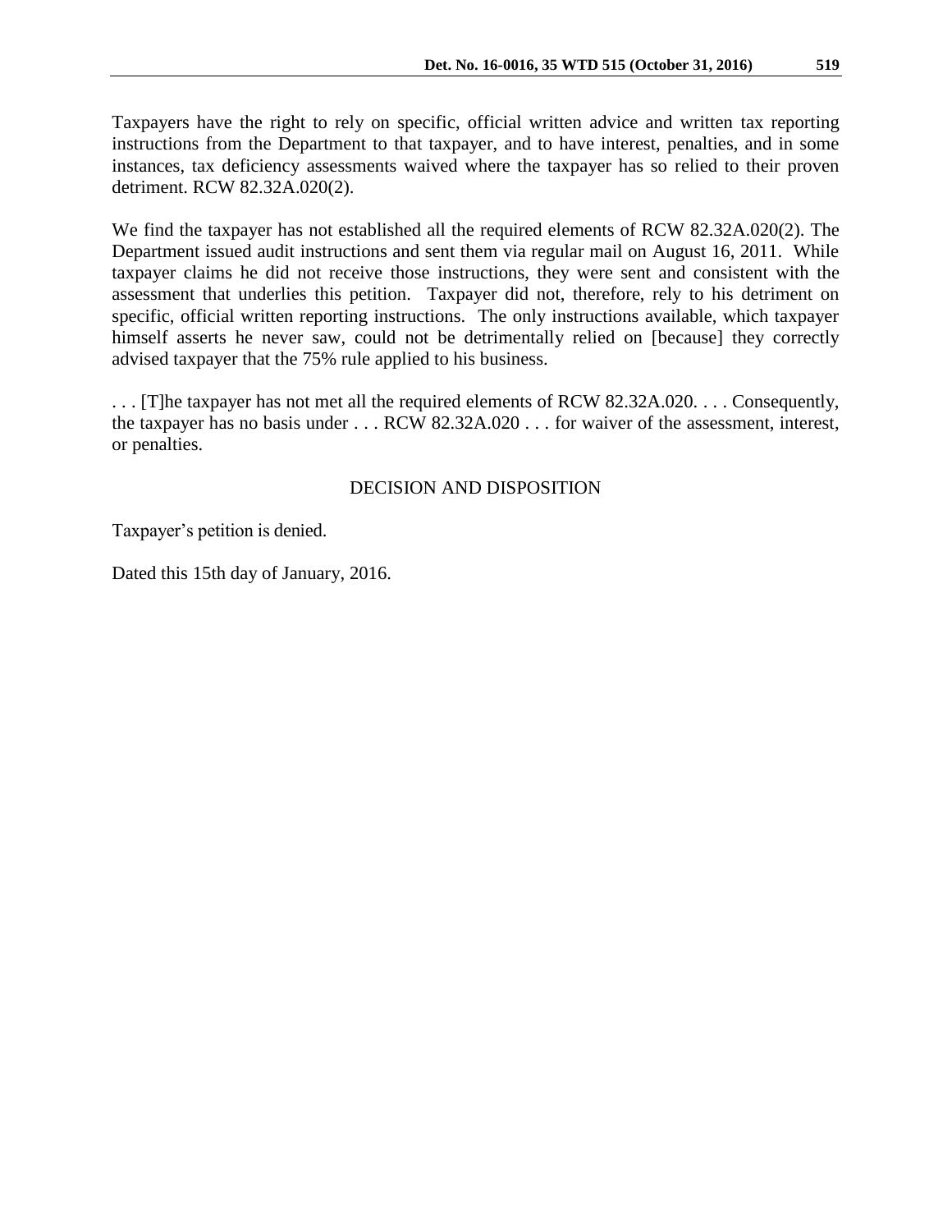Taxpayers have the right to rely on specific, official written advice and written tax reporting instructions from the Department to that taxpayer, and to have interest, penalties, and in some instances, tax deficiency assessments waived where the taxpayer has so relied to their proven detriment. RCW 82.32A.020(2).

We find the taxpayer has not established all the required elements of RCW 82.32A.020(2). The Department issued audit instructions and sent them via regular mail on August 16, 2011. While taxpayer claims he did not receive those instructions, they were sent and consistent with the assessment that underlies this petition. Taxpayer did not, therefore, rely to his detriment on specific, official written reporting instructions. The only instructions available, which taxpayer himself asserts he never saw, could not be detrimentally relied on [because] they correctly advised taxpayer that the 75% rule applied to his business.

. . . [T]he taxpayer has not met all the required elements of RCW 82.32A.020. . . . Consequently, the taxpayer has no basis under . . . RCW 82.32A.020 . . . for waiver of the assessment, interest, or penalties.

## DECISION AND DISPOSITION

Taxpayer's petition is denied.

Dated this 15th day of January, 2016.